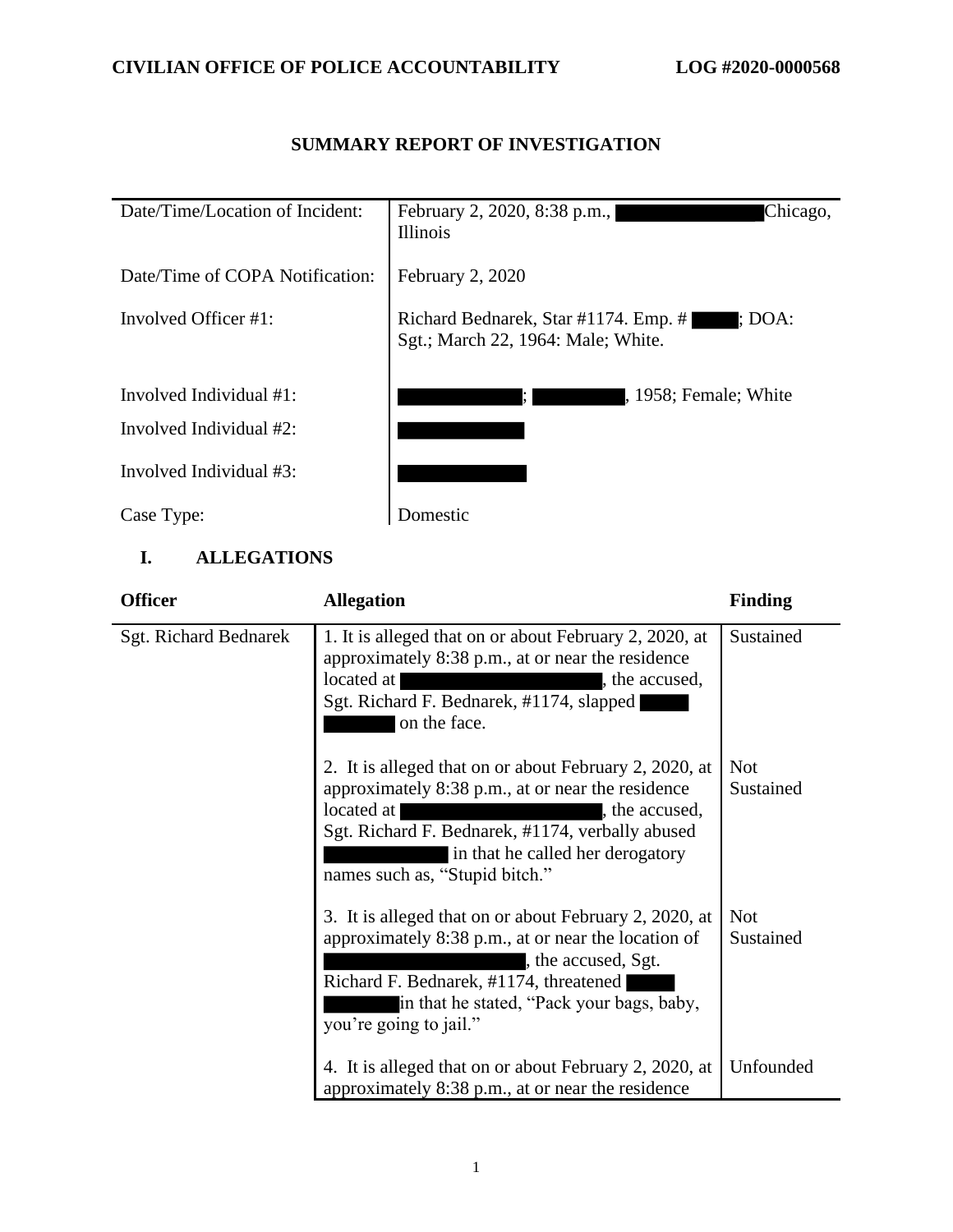**CIVILIAN OFFICE OF POLICE ACCOUNTABILITY** **LOG #2020-0000568**

# SUMMARY REPORT OF INVESTIGATION

| | |
|---|---|
| Date/Time/Location of Incident: | February 2, 2020, 8:38 p.m., ██████ Chicago, Illinois |
| Date/Time of COPA Notification: | February 2, 2020 |
| Involved Officer #1: | Richard Bednarek, Star #1174. Emp. # ████; DOA: Sgt.; March 22, 1964: Male; White. |
| Involved Individual #1: | ██████; ██████, 1958; Female; White |
| Involved Individual #2: | ██████ |
| Involved Individual #3: | ██████ |
| Case Type: | Domestic |

## I. ALLEGATIONS

| Officer | Allegation | Finding |
|---|---|---|
| Sgt. Richard Bednarek | 1. It is alleged that on or about February 2, 2020, at approximately 8:38 p.m., at or near the residence located at ██████, the accused, Sgt. Richard F. Bednarek, #1174, slapped ██████ on the face. | Sustained |
| | 2. It is alleged that on or about February 2, 2020, at approximately 8:38 p.m., at or near the residence located at ██████, the accused, Sgt. Richard F. Bednarek, #1174, verbally abused ██████ in that he called her derogatory names such as, "Stupid bitch." | Not Sustained |
| | 3. It is alleged that on or about February 2, 2020, at approximately 8:38 p.m., at or near the location of ██████, the accused, Sgt. Richard F. Bednarek, #1174, threatened ██████ in that he stated, "Pack your bags, baby, you're going to jail." | Not Sustained |
| | 4. It is alleged that on or about February 2, 2020, at approximately 8:38 p.m., at or near the residence | Unfounded |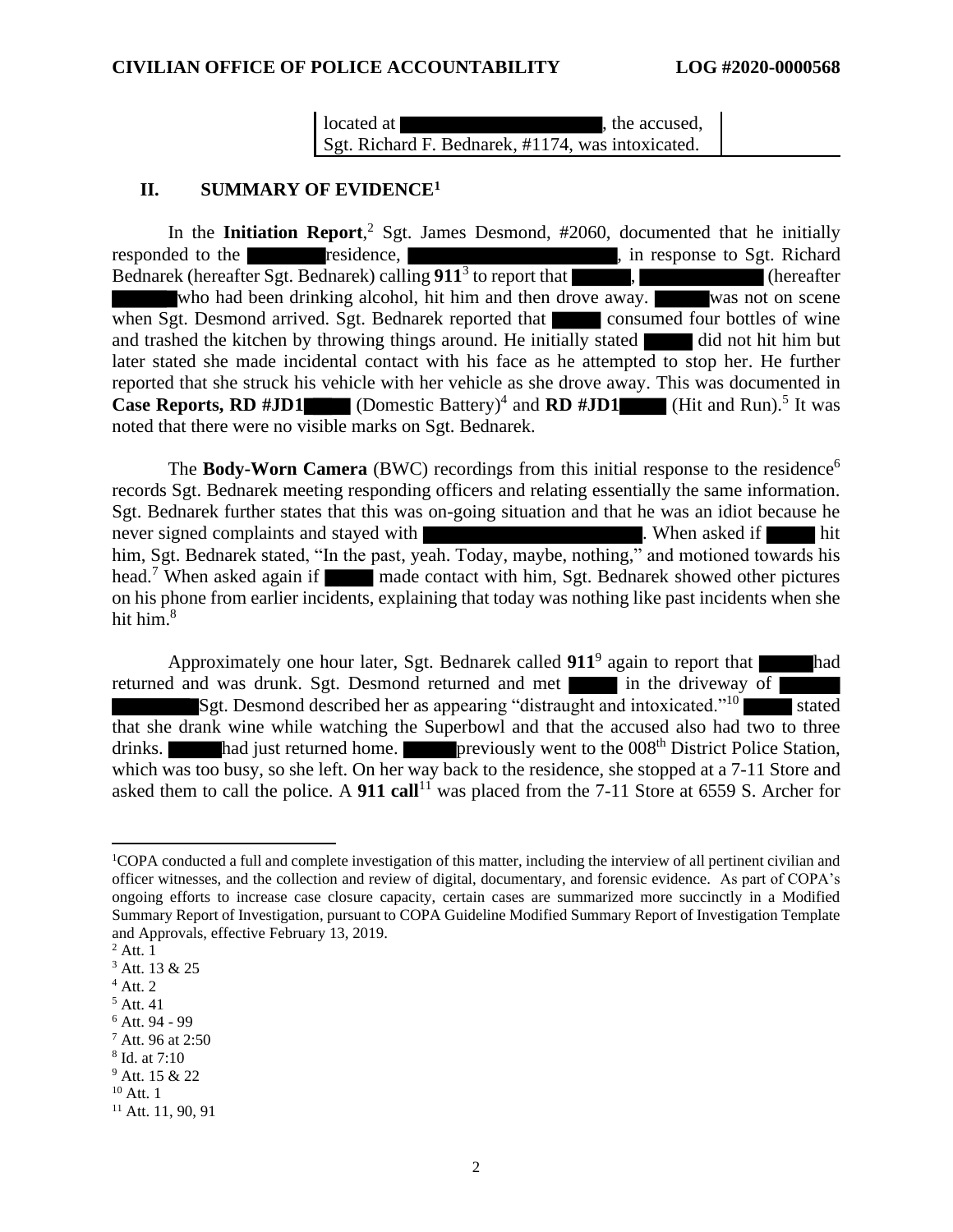| located at ██████████, the accused, Sgt. Richard F. Bednarek, #1174, was intoxicated. |
| --- |

## II. SUMMARY OF EVIDENCE[1]

In the **Initiation Report**,[2] Sgt. James Desmond, #2060, documented that he initially responded to the ████ residence, ██████████, in response to Sgt. Richard Bednarek (hereafter Sgt. Bednarek) calling **911**[3] to report that ████, ██████ (hereafter ████ who had been drinking alcohol, hit him and then drove away. ████ was not on scene when Sgt. Desmond arrived. Sgt. Bednarek reported that ████ consumed four bottles of wine and trashed the kitchen by throwing things around. He initially stated ████ did not hit him but later stated she made incidental contact with his face as he attempted to stop her. He further reported that she struck his vehicle with her vehicle as she drove away. This was documented in **Case Reports, RD #JD1████** (Domestic Battery)[4] and **RD #JD1████** (Hit and Run).[5] It was noted that there were no visible marks on Sgt. Bednarek.

The **Body-Worn Camera** (BWC) recordings from this initial response to the residence[6] records Sgt. Bednarek meeting responding officers and relating essentially the same information. Sgt. Bednarek further states that this was on-going situation and that he was an idiot because he never signed complaints and stayed with ██████████. When asked if ████ hit him, Sgt. Bednarek stated, "In the past, yeah. Today, maybe, nothing," and motioned towards his head.[7] When asked again if ████ made contact with him, Sgt. Bednarek showed other pictures on his phone from earlier incidents, explaining that today was nothing like past incidents when she hit him.[8]

Approximately one hour later, Sgt. Bednarek called **911**[9] again to report that ████ had returned and was drunk. Sgt. Desmond returned and met ████ in the driveway of ████ ████ Sgt. Desmond described her as appearing "distraught and intoxicated."[10] ████ stated that she drank wine while watching the Superbowl and that the accused also had two to three drinks. ████ had just returned home. ████ previously went to the 008th District Police Station, which was too busy, so she left. On her way back to the residence, she stopped at a 7-11 Store and asked them to call the police. A **911 call**[11] was placed from the 7-11 Store at 6559 S. Archer for

---

[1] COPA conducted a full and complete investigation of this matter, including the interview of all pertinent civilian and officer witnesses, and the collection and review of digital, documentary, and forensic evidence. As part of COPA's ongoing efforts to increase case closure capacity, certain cases are summarized more succinctly in a Modified Summary Report of Investigation, pursuant to COPA Guideline Modified Summary Report of Investigation Template and Approvals, effective February 13, 2019.

[2] Att. 1

[3] Att. 13 & 25

[4] Att. 2

[5] Att. 41

[6] Att. 94 - 99

[7] Att. 96 at 2:50

[8] Id. at 7:10

[9] Att. 15 & 22

[10] Att. 1

[11] Att. 11, 90, 91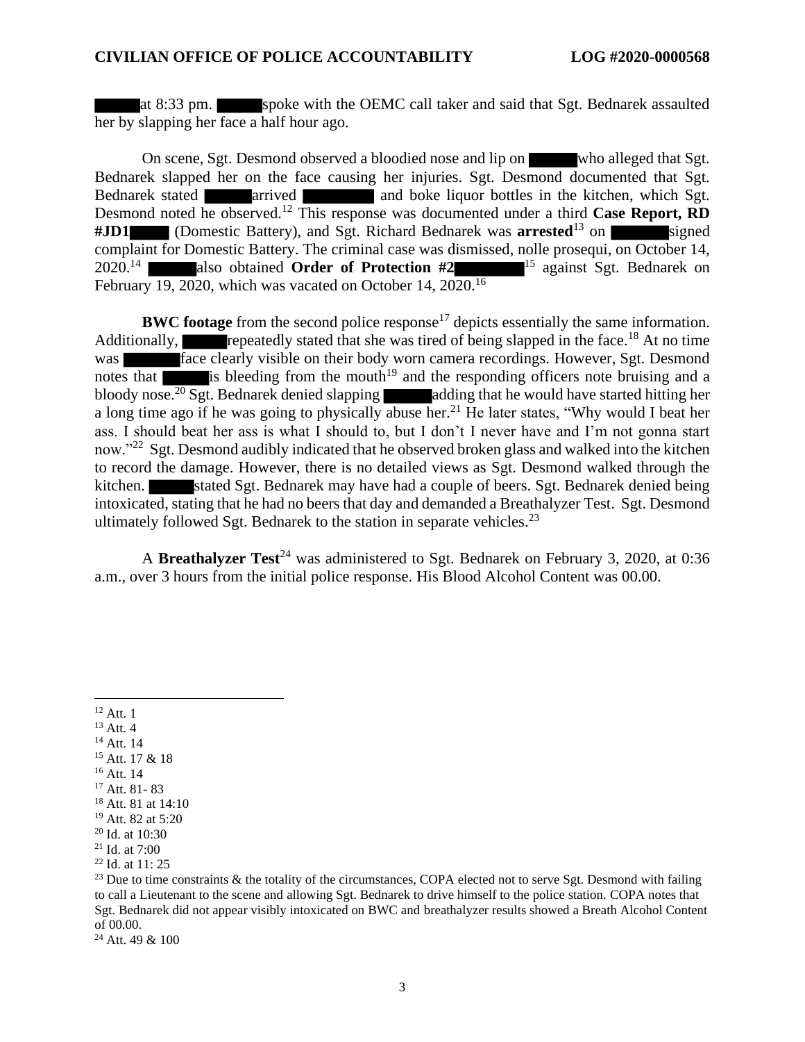at 8:33 pm. spoke with the OEMC call taker and said that Sgt. Bednarek assaulted her by slapping her face a half hour ago.

On scene, Sgt. Desmond observed a bloodied nose and lip on who alleged that Sgt. Bednarek slapped her on the face causing her injuries. Sgt. Desmond documented that Sgt. Bednarek stated arrived and boke liquor bottles in the kitchen, which Sgt. Desmond noted he observed.[12] This response was documented under a third **Case Report, RD #JD1** (Domestic Battery), and Sgt. Richard Bednarek was **arrested**[13] on signed complaint for Domestic Battery. The criminal case was dismissed, nolle prosequi, on October 14, 2020.[14] also obtained **Order of Protection #2**[15] against Sgt. Bednarek on February 19, 2020, which was vacated on October 14, 2020.[16]

**BWC footage** from the second police response[17] depicts essentially the same information. Additionally, repeatedly stated that she was tired of being slapped in the face.[18] At no time was face clearly visible on their body worn camera recordings. However, Sgt. Desmond notes that is bleeding from the mouth[19] and the responding officers note bruising and a bloody nose.[20] Sgt. Bednarek denied slapping adding that he would have started hitting her a long time ago if he was going to physically abuse her.[21] He later states, "Why would I beat her ass. I should beat her ass is what I should to, but I don't I never have and I'm not gonna start now."[22] Sgt. Desmond audibly indicated that he observed broken glass and walked into the kitchen to record the damage. However, there is no detailed views as Sgt. Desmond walked through the kitchen. stated Sgt. Bednarek may have had a couple of beers. Sgt. Bednarek denied being intoxicated, stating that he had no beers that day and demanded a Breathalyzer Test. Sgt. Desmond ultimately followed Sgt. Bednarek to the station in separate vehicles.[23]

A **Breathalyzer Test**[24] was administered to Sgt. Bednarek on February 3, 2020, at 0:36 a.m., over 3 hours from the initial police response. His Blood Alcohol Content was 00.00.

---

[12] Att. 1
[13] Att. 4
[14] Att. 14
[15] Att. 17 & 18
[16] Att. 14
[17] Att. 81- 83
[18] Att. 81 at 14:10
[19] Att. 82 at 5:20
[20] Id. at 10:30
[21] Id. at 7:00
[22] Id. at 11: 25
[23] Due to time constraints & the totality of the circumstances, COPA elected not to serve Sgt. Desmond with failing to call a Lieutenant to the scene and allowing Sgt. Bednarek to drive himself to the police station. COPA notes that Sgt. Bednarek did not appear visibly intoxicated on BWC and breathalyzer results showed a Breath Alcohol Content of 00.00.
[24] Att. 49 & 100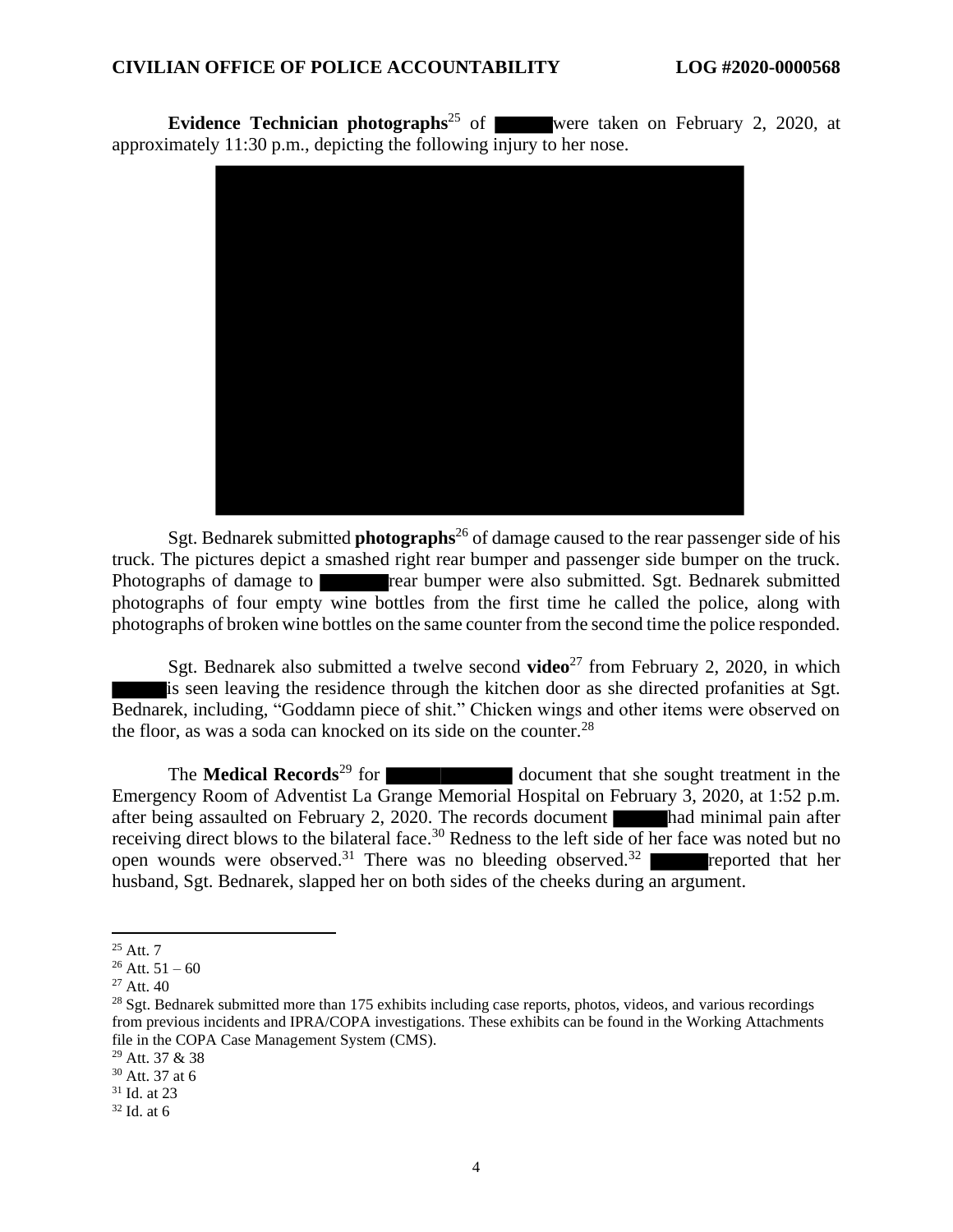**Evidence Technician photographs**[25] of ██████ were taken on February 2, 2020, at approximately 11:30 p.m., depicting the following injury to her nose.

Sgt. Bednarek submitted **photographs**[26] of damage caused to the rear passenger side of his truck. The pictures depict a smashed right rear bumper and passenger side bumper on the truck. Photographs of damage to ██████ rear bumper were also submitted. Sgt. Bednarek submitted photographs of four empty wine bottles from the first time he called the police, along with photographs of broken wine bottles on the same counter from the second time the police responded.

Sgt. Bednarek also submitted a twelve second **video**[27] from February 2, 2020, in which ██████ is seen leaving the residence through the kitchen door as she directed profanities at Sgt. Bednarek, including, "Goddamn piece of shit." Chicken wings and other items were observed on the floor, as was a soda can knocked on its side on the counter.[28]

The **Medical Records**[29] for ██████████ document that she sought treatment in the Emergency Room of Adventist La Grange Memorial Hospital on February 3, 2020, at 1:52 p.m. after being assaulted on February 2, 2020. The records document ██████ had minimal pain after receiving direct blows to the bilateral face.[30] Redness to the left side of her face was noted but no open wounds were observed.[31] There was no bleeding observed.[32] ██████ reported that her husband, Sgt. Bednarek, slapped her on both sides of the cheeks during an argument.

---

[25] Att. 7

[26] Att. 51 – 60

[27] Att. 40

[28] Sgt. Bednarek submitted more than 175 exhibits including case reports, photos, videos, and various recordings from previous incidents and IPRA/COPA investigations. These exhibits can be found in the Working Attachments file in the COPA Case Management System (CMS).

[29] Att. 37 & 38

[30] Att. 37 at 6

[31] Id. at 23

[32] Id. at 6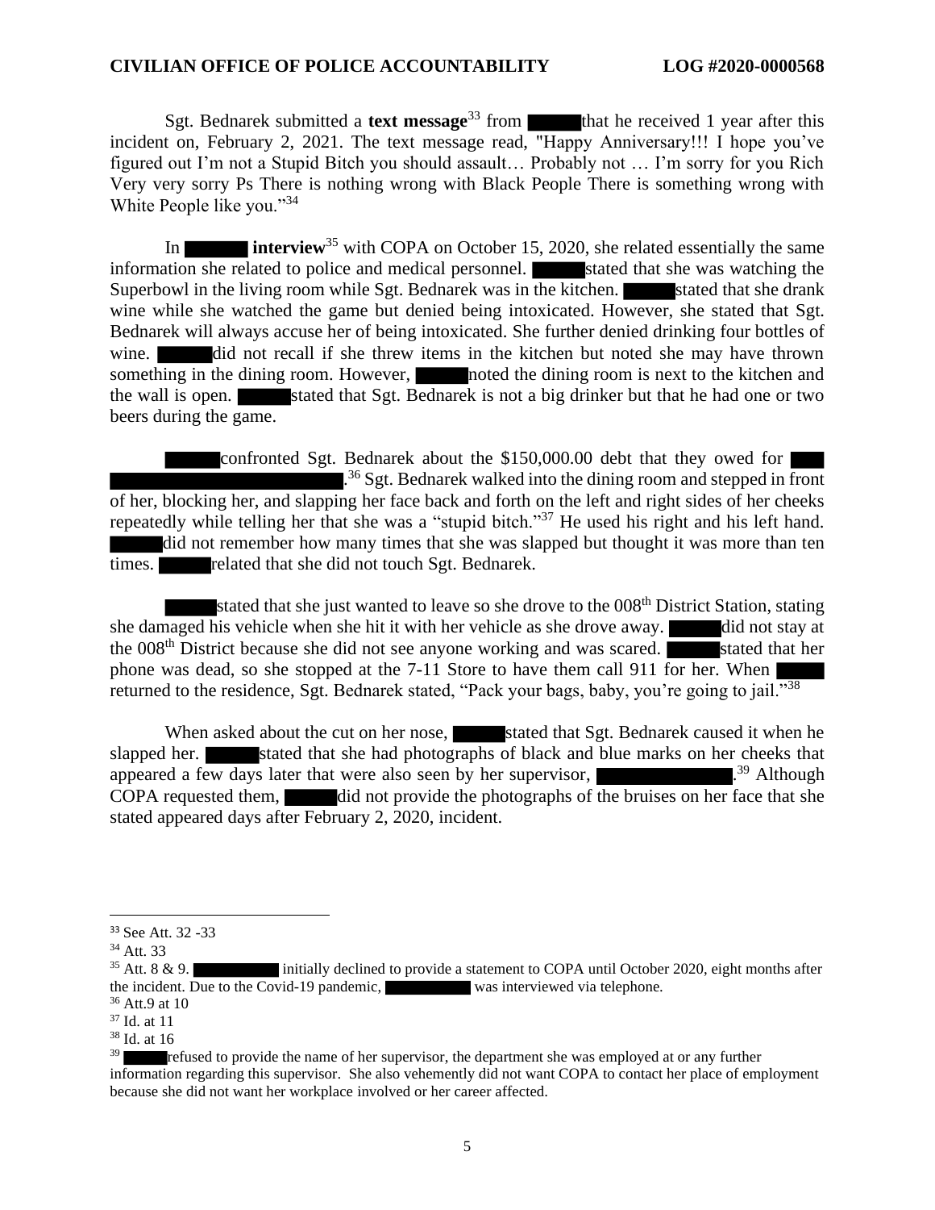Sgt. Bednarek submitted a **text message**[33] from ████ that he received 1 year after this incident on, February 2, 2021. The text message read, "Happy Anniversary!!! I hope you've figured out I'm not a Stupid Bitch you should assault… Probably not … I'm sorry for you Rich Very very sorry Ps There is nothing wrong with Black People There is something wrong with White People like you."[34]

In ████ **interview**[35] with COPA on October 15, 2020, she related essentially the same information she related to police and medical personnel. ████ stated that she was watching the Superbowl in the living room while Sgt. Bednarek was in the kitchen. ████ stated that she drank wine while she watched the game but denied being intoxicated. However, she stated that Sgt. Bednarek will always accuse her of being intoxicated. She further denied drinking four bottles of wine. ████ did not recall if she threw items in the kitchen but noted she may have thrown something in the dining room. However, ████ noted the dining room is next to the kitchen and the wall is open. ████ stated that Sgt. Bednarek is not a big drinker but that he had one or two beers during the game.

████ confronted Sgt. Bednarek about the $150,000.00 debt that they owed for ████ ████.[36] Sgt. Bednarek walked into the dining room and stepped in front of her, blocking her, and slapping her face back and forth on the left and right sides of her cheeks repeatedly while telling her that she was a "stupid bitch."[37] He used his right and his left hand. ████ did not remember how many times that she was slapped but thought it was more than ten times. ████ related that she did not touch Sgt. Bednarek.

████ stated that she just wanted to leave so she drove to the 008th District Station, stating she damaged his vehicle when she hit it with her vehicle as she drove away. ████ did not stay at the 008th District because she did not see anyone working and was scared. ████ stated that her phone was dead, so she stopped at the 7-11 Store to have them call 911 for her. When ████ returned to the residence, Sgt. Bednarek stated, "Pack your bags, baby, you're going to jail."[38]

When asked about the cut on her nose, ████ stated that Sgt. Bednarek caused it when he slapped her. ████ stated that she had photographs of black and blue marks on her cheeks that appeared a few days later that were also seen by her supervisor, ████.[39] Although COPA requested them, ████ did not provide the photographs of the bruises on her face that she stated appeared days after February 2, 2020, incident.

---

[33] See Att. 32 -33

[34] Att. 33

[35] Att. 8 & 9. ████ initially declined to provide a statement to COPA until October 2020, eight months after the incident. Due to the Covid-19 pandemic, ████ was interviewed via telephone.

[36] Att.9 at 10

[37] Id. at 11

[38] Id. at 16

[39] ████ refused to provide the name of her supervisor, the department she was employed at or any further information regarding this supervisor. She also vehemently did not want COPA to contact her place of employment because she did not want her workplace involved or her career affected.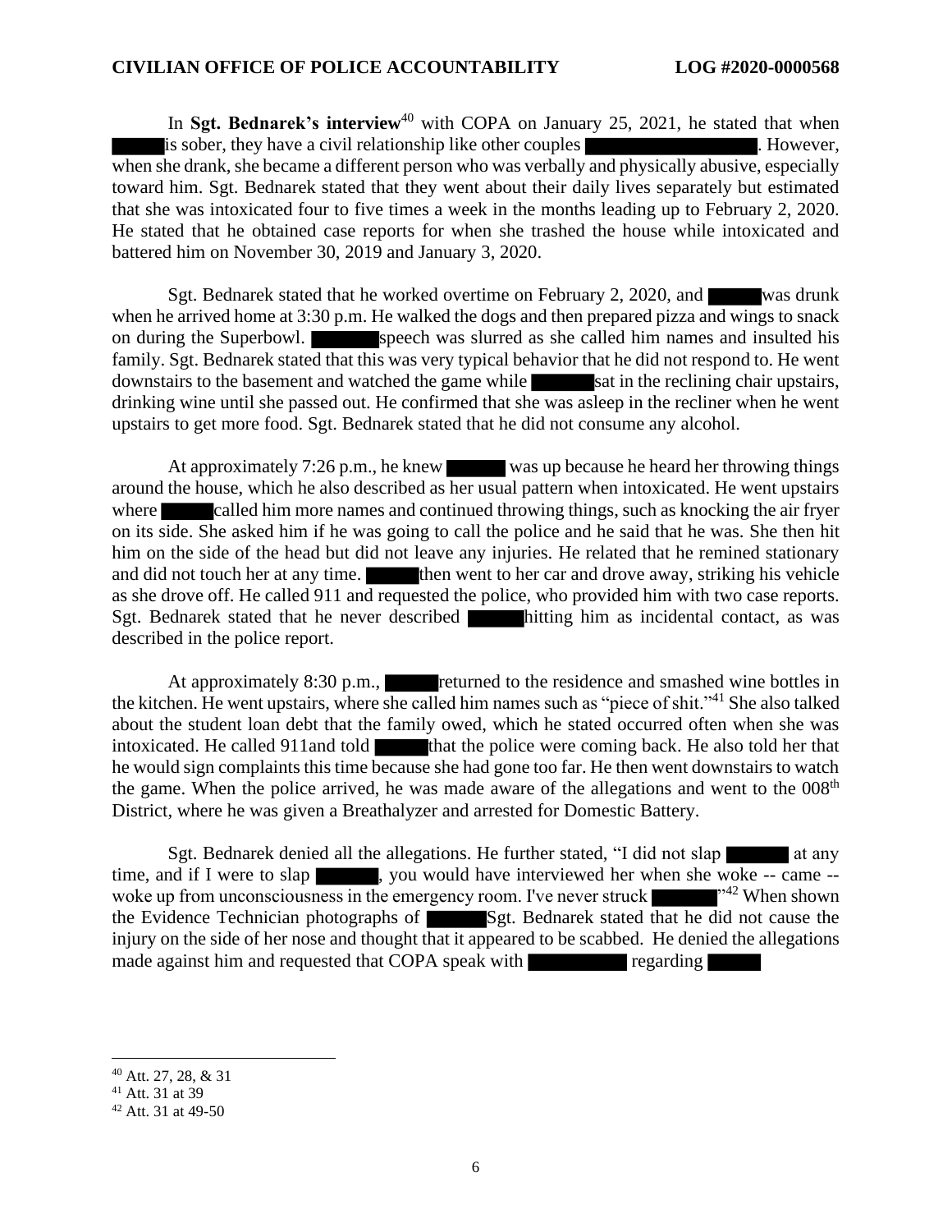In **Sgt. Bednarek's interview**[40] with COPA on January 25, 2021, he stated that when ██████ is sober, they have a civil relationship like other couples ██████████████████. However, when she drank, she became a different person who was verbally and physically abusive, especially toward him. Sgt. Bednarek stated that they went about their daily lives separately but estimated that she was intoxicated four to five times a week in the months leading up to February 2, 2020. He stated that he obtained case reports for when she trashed the house while intoxicated and battered him on November 30, 2019 and January 3, 2020.

Sgt. Bednarek stated that he worked overtime on February 2, 2020, and ██████ was drunk when he arrived home at 3:30 p.m. He walked the dogs and then prepared pizza and wings to snack on during the Superbowl. ██████ speech was slurred as she called him names and insulted his family. Sgt. Bednarek stated that this was very typical behavior that he did not respond to. He went downstairs to the basement and watched the game while ██████ sat in the reclining chair upstairs, drinking wine until she passed out. He confirmed that she was asleep in the recliner when he went upstairs to get more food. Sgt. Bednarek stated that he did not consume any alcohol.

At approximately 7:26 p.m., he knew ██████ was up because he heard her throwing things around the house, which he also described as her usual pattern when intoxicated. He went upstairs where ██████ called him more names and continued throwing things, such as knocking the air fryer on its side. She asked him if he was going to call the police and he said that he was. She then hit him on the side of the head but did not leave any injuries. He related that he remined stationary and did not touch her at any time. ██████ then went to her car and drove away, striking his vehicle as she drove off. He called 911 and requested the police, who provided him with two case reports. Sgt. Bednarek stated that he never described ██████ hitting him as incidental contact, as was described in the police report.

At approximately 8:30 p.m., ██████ returned to the residence and smashed wine bottles in the kitchen. He went upstairs, where she called him names such as "piece of shit."[41] She also talked about the student loan debt that the family owed, which he stated occurred often when she was intoxicated. He called 911and told ██████ that the police were coming back. He also told her that he would sign complaints this time because she had gone too far. He then went downstairs to watch the game. When the police arrived, he was made aware of the allegations and went to the 008th District, where he was given a Breathalyzer and arrested for Domestic Battery.

Sgt. Bednarek denied all the allegations. He further stated, "I did not slap ██████ at any time, and if I were to slap ██████, you would have interviewed her when she woke -- came -- woke up from unconsciousness in the emergency room. I've never struck ██████"[42] When shown the Evidence Technician photographs of ██████ Sgt. Bednarek stated that he did not cause the injury on the side of her nose and thought that it appeared to be scabbed. He denied the allegations made against him and requested that COPA speak with ██████████ regarding ██████

---

[40] Att. 27, 28, & 31

[41] Att. 31 at 39

[42] Att. 31 at 49-50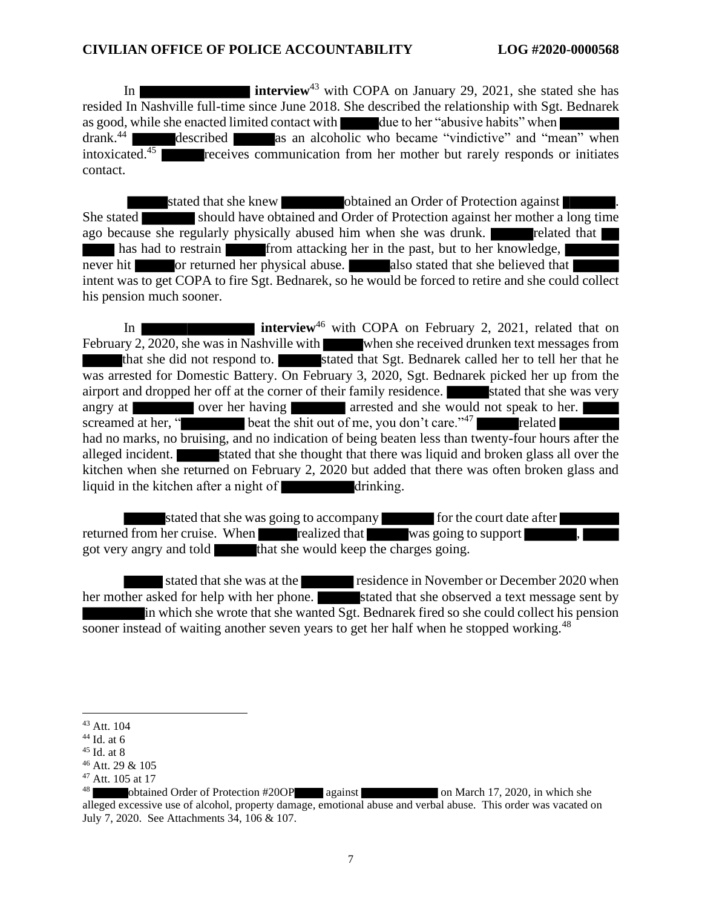In [REDACTED] **interview**[43] with COPA on January 29, 2021, she stated she has resided In Nashville full-time since June 2018. She described the relationship with Sgt. Bednarek as good, while she enacted limited contact with [REDACTED] due to her "abusive habits" when [REDACTED] drank.[44] [REDACTED] described [REDACTED] as an alcoholic who became "vindictive" and "mean" when intoxicated.[45] [REDACTED] receives communication from her mother but rarely responds or initiates contact.

[REDACTED] stated that she knew [REDACTED] obtained an Order of Protection against [REDACTED]. She stated [REDACTED] should have obtained and Order of Protection against her mother a long time ago because she regularly physically abused him when she was drunk. [REDACTED] related that [REDACTED] has had to restrain [REDACTED] from attacking her in the past, but to her knowledge, [REDACTED] never hit [REDACTED] or returned her physical abuse. [REDACTED] also stated that she believed that [REDACTED] intent was to get COPA to fire Sgt. Bednarek, so he would be forced to retire and she could collect his pension much sooner.

In [REDACTED] **interview**[46] with COPA on February 2, 2021, related that on February 2, 2020, she was in Nashville with [REDACTED] when she received drunken text messages from [REDACTED] that she did not respond to. [REDACTED] stated that Sgt. Bednarek called her to tell her that he was arrested for Domestic Battery. On February 3, 2020, Sgt. Bednarek picked her up from the airport and dropped her off at the corner of their family residence. [REDACTED] stated that she was very angry at [REDACTED] over her having [REDACTED] arrested and she would not speak to her. [REDACTED] screamed at her, "[REDACTED] beat the shit out of me, you don't care."[47] [REDACTED] related [REDACTED] had no marks, no bruising, and no indication of being beaten less than twenty-four hours after the alleged incident. [REDACTED] stated that she thought that there was liquid and broken glass all over the kitchen when she returned on February 2, 2020 but added that there was often broken glass and liquid in the kitchen after a night of [REDACTED] drinking.

[REDACTED] stated that she was going to accompany [REDACTED] for the court date after [REDACTED] returned from her cruise. When [REDACTED] realized that [REDACTED] was going to support [REDACTED], [REDACTED] got very angry and told [REDACTED] that she would keep the charges going.

[REDACTED] stated that she was at the [REDACTED] residence in November or December 2020 when her mother asked for help with her phone. [REDACTED] stated that she observed a text message sent by [REDACTED] in which she wrote that she wanted Sgt. Bednarek fired so she could collect his pension sooner instead of waiting another seven years to get her half when he stopped working.[48]

---

[43] Att. 104

[44] Id. at 6

[45] Id. at 8

[46] Att. 29 & 105

[47] Att. 105 at 17

[48] [REDACTED] obtained Order of Protection #20OP[REDACTED] against [REDACTED] on March 17, 2020, in which she alleged excessive use of alcohol, property damage, emotional abuse and verbal abuse. This order was vacated on July 7, 2020. See Attachments 34, 106 & 107.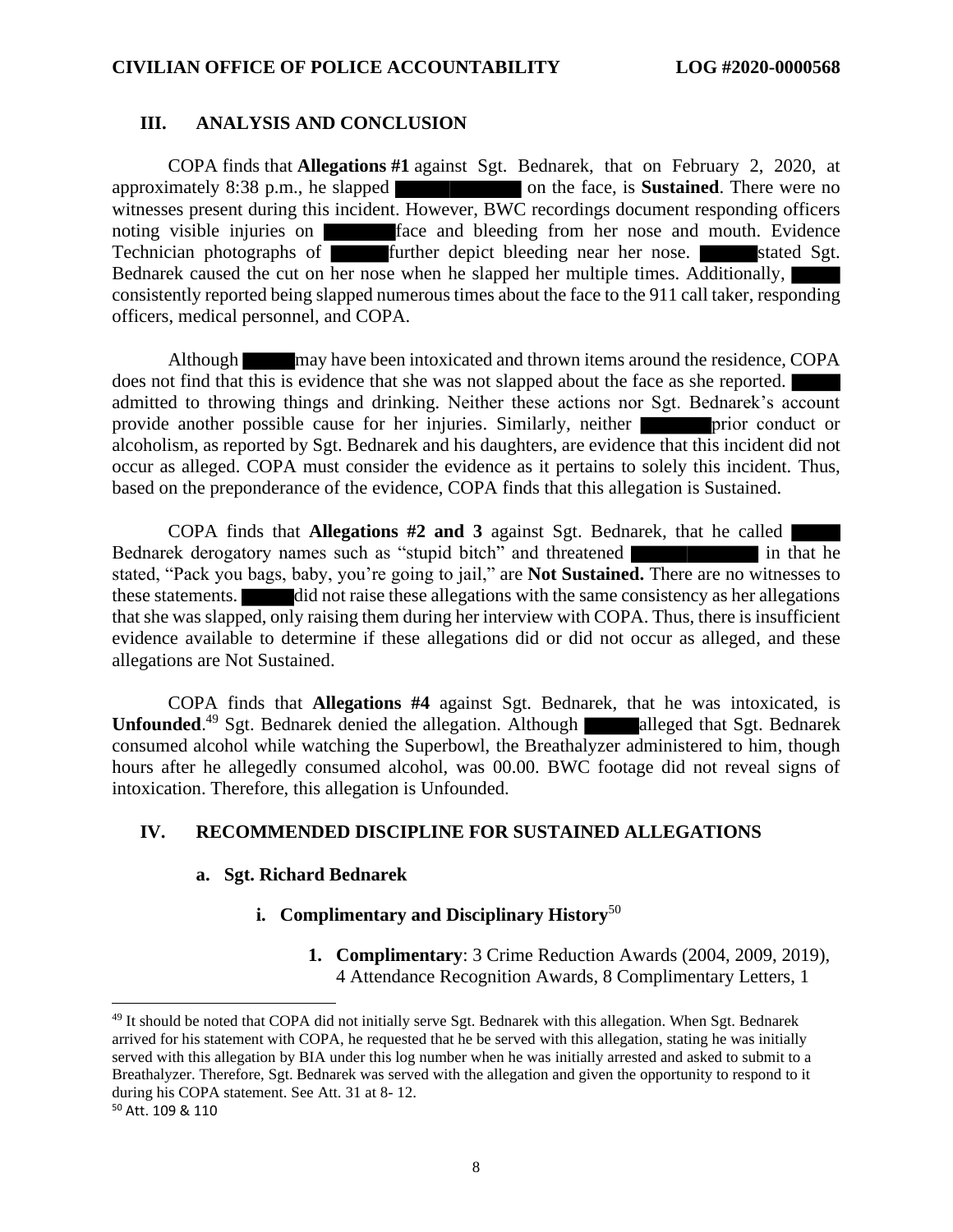## III. ANALYSIS AND CONCLUSION

COPA finds that **Allegations #1** against Sgt. Bednarek, that on February 2, 2020, at approximately 8:38 p.m., he slapped ██████ on the face, is **Sustained**. There were no witnesses present during this incident. However, BWC recordings document responding officers noting visible injuries on ██████ face and bleeding from her nose and mouth. Evidence Technician photographs of ██████ further depict bleeding near her nose. ██████ stated Sgt. Bednarek caused the cut on her nose when he slapped her multiple times. Additionally, ██████ consistently reported being slapped numerous times about the face to the 911 call taker, responding officers, medical personnel, and COPA.

Although ██████ may have been intoxicated and thrown items around the residence, COPA does not find that this is evidence that she was not slapped about the face as she reported. ██████ admitted to throwing things and drinking. Neither these actions nor Sgt. Bednarek's account provide another possible cause for her injuries. Similarly, neither ██████ prior conduct or alcoholism, as reported by Sgt. Bednarek and his daughters, are evidence that this incident did not occur as alleged. COPA must consider the evidence as it pertains to solely this incident. Thus, based on the preponderance of the evidence, COPA finds that this allegation is Sustained.

COPA finds that **Allegations #2 and 3** against Sgt. Bednarek, that he called ██████ Bednarek derogatory names such as "stupid bitch" and threatened ██████ in that he stated, "Pack you bags, baby, you're going to jail," are **Not Sustained.** There are no witnesses to these statements. ██████ did not raise these allegations with the same consistency as her allegations that she was slapped, only raising them during her interview with COPA. Thus, there is insufficient evidence available to determine if these allegations did or did not occur as alleged, and these allegations are Not Sustained.

COPA finds that **Allegations #4** against Sgt. Bednarek, that he was intoxicated, is **Unfounded**.[49] Sgt. Bednarek denied the allegation. Although ██████ alleged that Sgt. Bednarek consumed alcohol while watching the Superbowl, the Breathalyzer administered to him, though hours after he allegedly consumed alcohol, was 00.00. BWC footage did not reveal signs of intoxication. Therefore, this allegation is Unfounded.

## IV. RECOMMENDED DISCIPLINE FOR SUSTAINED ALLEGATIONS

### a. Sgt. Richard Bednarek

#### i. Complimentary and Disciplinary History[50]

1. **Complimentary**: 3 Crime Reduction Awards (2004, 2009, 2019), 4 Attendance Recognition Awards, 8 Complimentary Letters, 1

---

[49] It should be noted that COPA did not initially serve Sgt. Bednarek with this allegation. When Sgt. Bednarek arrived for his statement with COPA, he requested that he be served with this allegation, stating he was initially served with this allegation by BIA under this log number when he was initially arrested and asked to submit to a Breathalyzer. Therefore, Sgt. Bednarek was served with the allegation and given the opportunity to respond to it during his COPA statement. See Att. 31 at 8- 12.

[50] Att. 109 & 110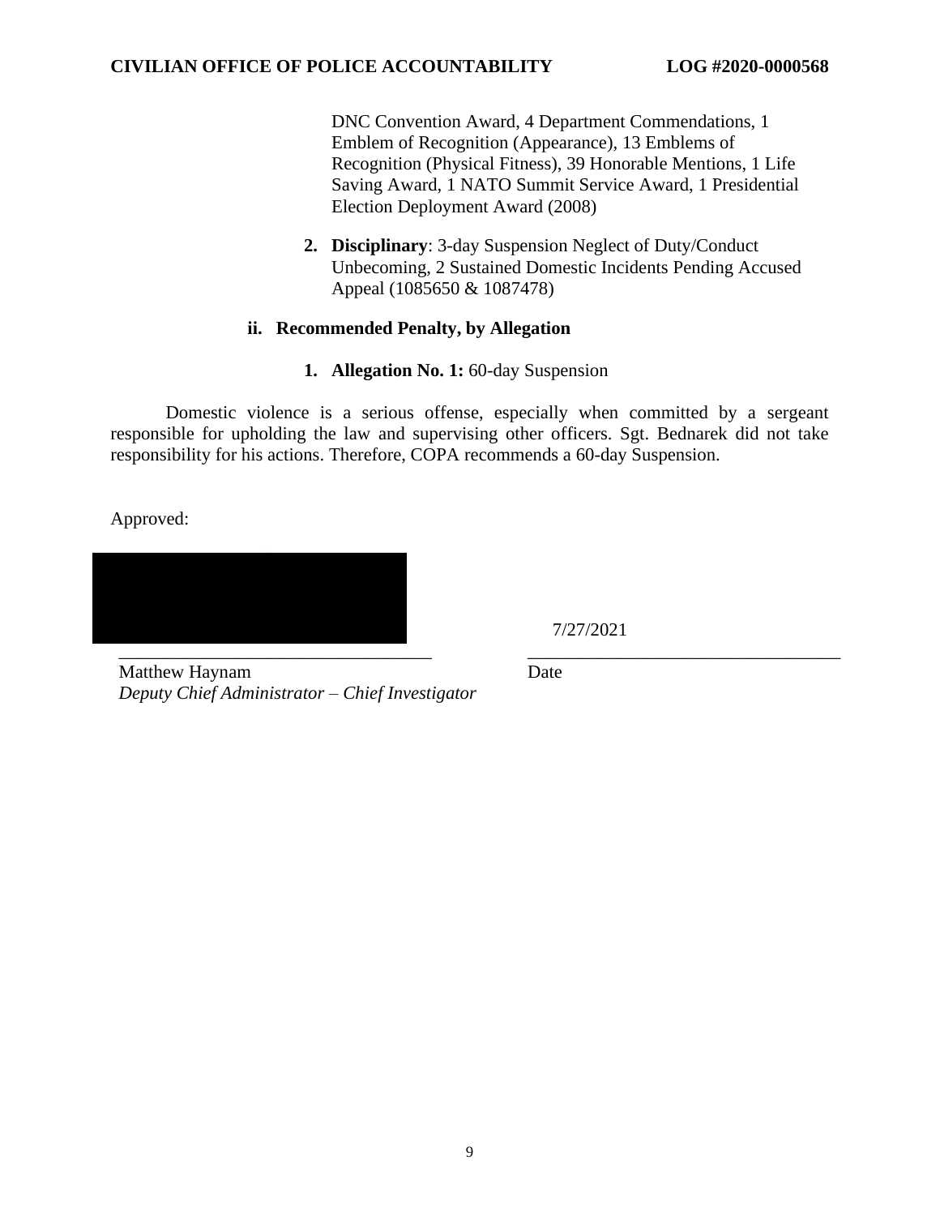DNC Convention Award, 4 Department Commendations, 1 Emblem of Recognition (Appearance), 13 Emblems of Recognition (Physical Fitness), 39 Honorable Mentions, 1 Life Saving Award, 1 NATO Summit Service Award, 1 Presidential Election Deployment Award (2008)

2. **Disciplinary**: 3-day Suspension Neglect of Duty/Conduct Unbecoming, 2 Sustained Domestic Incidents Pending Accused Appeal (1085650 & 1087478)

**ii. Recommended Penalty, by Allegation**

1. **Allegation No. 1:** 60-day Suspension

Domestic violence is a serious offense, especially when committed by a sergeant responsible for upholding the law and supervising other officers. Sgt. Bednarek did not take responsibility for his actions. Therefore, COPA recommends a 60-day Suspension.

Approved:

[REDACTED]

__________________________________
Matthew Haynam
*Deputy Chief Administrator – Chief Investigator*

7/27/2021
__________________________________
Date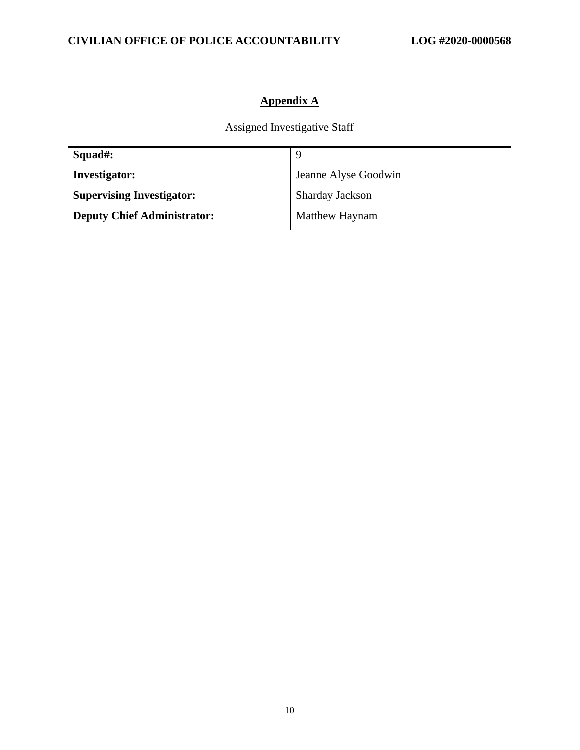## Appendix A

Assigned Investigative Staff

| | |
|---|---|
| **Squad#:** | 9 |
| **Investigator:** | Jeanne Alyse Goodwin |
| **Supervising Investigator:** | Sharday Jackson |
| **Deputy Chief Administrator:** | Matthew Haynam |